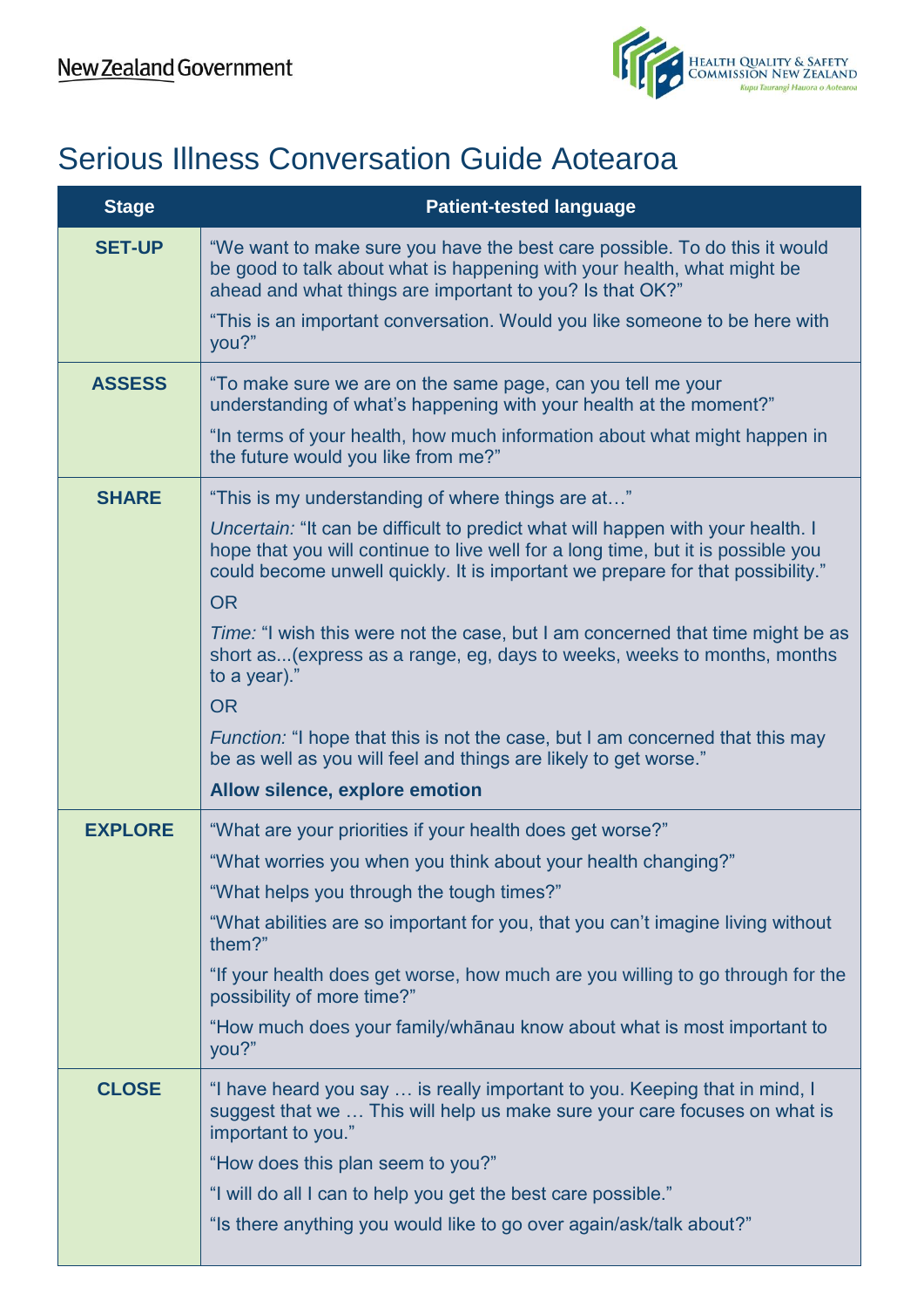New Zealand Government

Health Quality & Safety Commission New Zealand
Kupu Taurangī Hauora o Aotearoa

# Serious Illness Conversation Guide Aotearoa

| Stage | Patient-tested language |
|---|---|
| **SET-UP** | "We want to make sure you have the best care possible. To do this it would be good to talk about what is happening with your health, what might be ahead and what things are important to you? Is that OK?"<br><br>"This is an important conversation. Would you like someone to be here with you?" |
| **ASSESS** | "To make sure we are on the same page, can you tell me your understanding of what's happening with your health at the moment?"<br><br>"In terms of your health, how much information about what might happen in the future would you like from me?" |
| **SHARE** | "This is my understanding of where things are at…"<br><br>*Uncertain:* "It can be difficult to predict what will happen with your health. I hope that you will continue to live well for a long time, but it is possible you could become unwell quickly. It is important we prepare for that possibility."<br><br>OR<br><br>*Time:* "I wish this were not the case, but I am concerned that time might be as short as...(express as a range, eg, days to weeks, weeks to months, months to a year)."<br><br>OR<br><br>*Function:* "I hope that this is not the case, but I am concerned that this may be as well as you will feel and things are likely to get worse."<br><br>**Allow silence, explore emotion** |
| **EXPLORE** | "What are your priorities if your health does get worse?"<br><br>"What worries you when you think about your health changing?"<br><br>"What helps you through the tough times?"<br><br>"What abilities are so important for you, that you can't imagine living without them?"<br><br>"If your health does get worse, how much are you willing to go through for the possibility of more time?"<br><br>"How much does your family/whānau know about what is most important to you?" |
| **CLOSE** | "I have heard you say … is really important to you. Keeping that in mind, I suggest that we … This will help us make sure your care focuses on what is important to you."<br><br>"How does this plan seem to you?"<br><br>"I will do all I can to help you get the best care possible."<br><br>"Is there anything you would like to go over again/ask/talk about?" |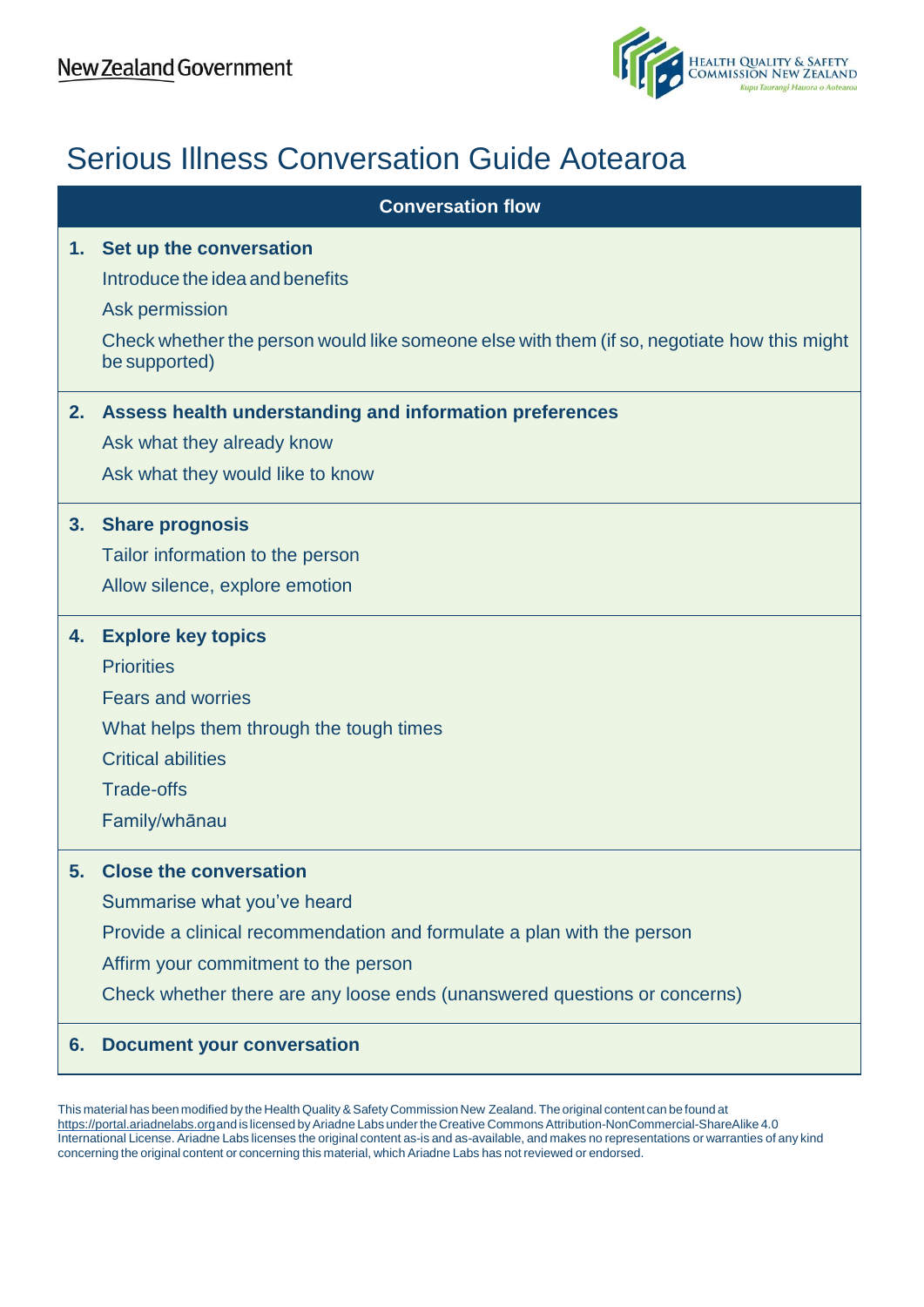New Zealand Government

HEALTH QUALITY & SAFETY COMMISSION NEW ZEALAND
Kupu Taurangi Hauora o Aotearoa

# Serious Illness Conversation Guide Aotearoa

## Conversation flow

1. **Set up the conversation**
   - Introduce the idea and benefits
   - Ask permission
   - Check whether the person would like someone else with them (if so, negotiate how this might be supported)
2. **Assess health understanding and information preferences**
   - Ask what they already know
   - Ask what they would like to know
3. **Share prognosis**
   - Tailor information to the person
   - Allow silence, explore emotion
4. **Explore key topics**
   - Priorities
   - Fears and worries
   - What helps them through the tough times
   - Critical abilities
   - Trade-offs
   - Family/whānau
5. **Close the conversation**
   - Summarise what you've heard
   - Provide a clinical recommendation and formulate a plan with the person
   - Affirm your commitment to the person
   - Check whether there are any loose ends (unanswered questions or concerns)
6. **Document your conversation**

This material has been modified by the Health Quality & Safety Commission New Zealand. The original content can be found at https://portal.ariadnelabs.org and is licensed by Ariadne Labs under the Creative Commons Attribution-NonCommercial-ShareAlike 4.0 International License. Ariadne Labs licenses the original content as-is and as-available, and makes no representations or warranties of any kind concerning the original content or concerning this material, which Ariadne Labs has not reviewed or endorsed.